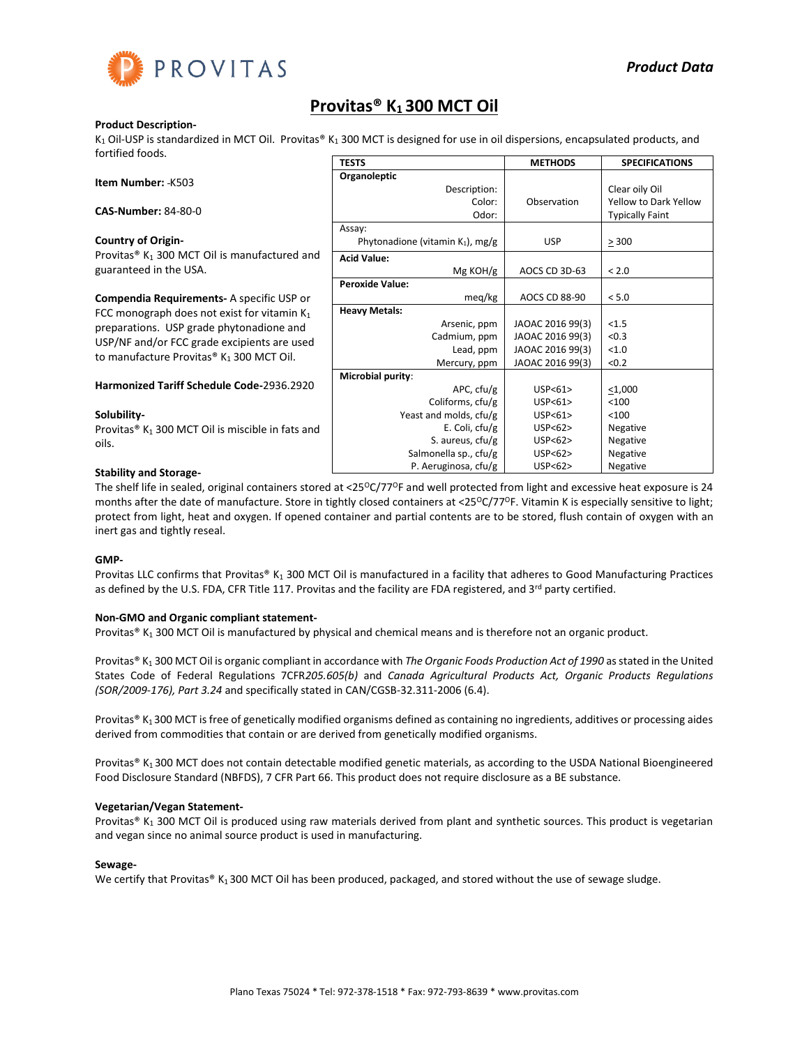PROVITAS

*Product Data*

# Provitas® $K_1$ 300 MCT Oil

**Product Description-**

$K_1$ Oil-USP is standardized in MCT Oil. Provitas® $K_1$ 300 MCT is designed for use in oil dispersions, encapsulated products, and fortified foods.

**Item Number:** -K503

**CAS-Number:** 84-80-0

**Country of Origin-**
Provitas® $K_1$ 300 MCT Oil is manufactured and guaranteed in the USA.

**Compendia Requirements-** A specific USP or FCC monograph does not exist for vitamin $K_1$ preparations. USP grade phytonadione and USP/NF and/or FCC grade excipients are used to manufacture Provitas® $K_1$ 300 MCT Oil.

**Harmonized Tariff Schedule Code**-2936.2920

**Solubility-**
Provitas® $K_1$ 300 MCT Oil is miscible in fats and oils.

| TESTS | METHODS | SPECIFICATIONS |
|---|---|---|
| **Organoleptic** | | |
| Description: | Observation | Clear oily Oil |
| Color: | Observation | Yellow to Dark Yellow |
| Odor: | Observation | Typically Faint |
| Assay: | | |
| Phytonadione (vitamin $K_1$), mg/g | USP | ≥ 300 |
| **Acid Value:** | | |
| Mg KOH/g | AOCS CD 3D-63 | < 2.0 |
| **Peroxide Value:** | | |
| meq/kg | AOCS CD 88-90 | < 5.0 |
| **Heavy Metals:** | | |
| Arsenic, ppm | JAOAC 2016 99(3) | <1.5 |
| Cadmium, ppm | JAOAC 2016 99(3) | <0.3 |
| Lead, ppm | JAOAC 2016 99(3) | <1.0 |
| Mercury, ppm | JAOAC 2016 99(3) | <0.2 |
| **Microbial purity**: | | |
| APC, cfu/g | USP<61> | ≤1,000 |
| Coliforms, cfu/g | USP<61> | <100 |
| Yeast and molds, cfu/g | USP<61> | <100 |
| E. Coli, cfu/g | USP<62> | Negative |
| S. aureus, cfu/g | USP<62> | Negative |
| Salmonella sp., cfu/g | USP<62> | Negative |
| P. Aeruginosa, cfu/g | USP<62> | Negative |

**Stability and Storage-**

The shelf life in sealed, original containers stored at <25°C/77°F and well protected from light and excessive heat exposure is 24 months after the date of manufacture. Store in tightly closed containers at <25°C/77°F. Vitamin K is especially sensitive to light; protect from light, heat and oxygen. If opened container and partial contents are to be stored, flush contain of oxygen with an inert gas and tightly reseal.

**GMP-**

Provitas LLC confirms that Provitas® $K_1$ 300 MCT Oil is manufactured in a facility that adheres to Good Manufacturing Practices as defined by the U.S. FDA, CFR Title 117. Provitas and the facility are FDA registered, and 3rd party certified.

**Non-GMO and Organic compliant statement-**

Provitas® $K_1$ 300 MCT Oil is manufactured by physical and chemical means and is therefore not an organic product.

Provitas® $K_1$ 300 MCT Oil is organic compliant in accordance with *The Organic Foods Production Act of 1990* as stated in the United States Code of Federal Regulations 7CFR*205.605(b)* and *Canada Agricultural Products Act, Organic Products Regulations (SOR/2009-176), Part 3.24* and specifically stated in CAN/CGSB-32.311-2006 (6.4).

Provitas® $K_1$ 300 MCT is free of genetically modified organisms defined as containing no ingredients, additives or processing aides derived from commodities that contain or are derived from genetically modified organisms.

Provitas® $K_1$ 300 MCT does not contain detectable modified genetic materials, as according to the USDA National Bioengineered Food Disclosure Standard (NBFDS), 7 CFR Part 66. This product does not require disclosure as a BE substance.

**Vegetarian/Vegan Statement-**

Provitas® $K_1$ 300 MCT Oil is produced using raw materials derived from plant and synthetic sources. This product is vegetarian and vegan since no animal source product is used in manufacturing.

**Sewage-**

We certify that Provitas® $K_1$ 300 MCT Oil has been produced, packaged, and stored without the use of sewage sludge.

Plano Texas 75024 * Tel: 972-378-1518 * Fax: 972-793-8639 * www.provitas.com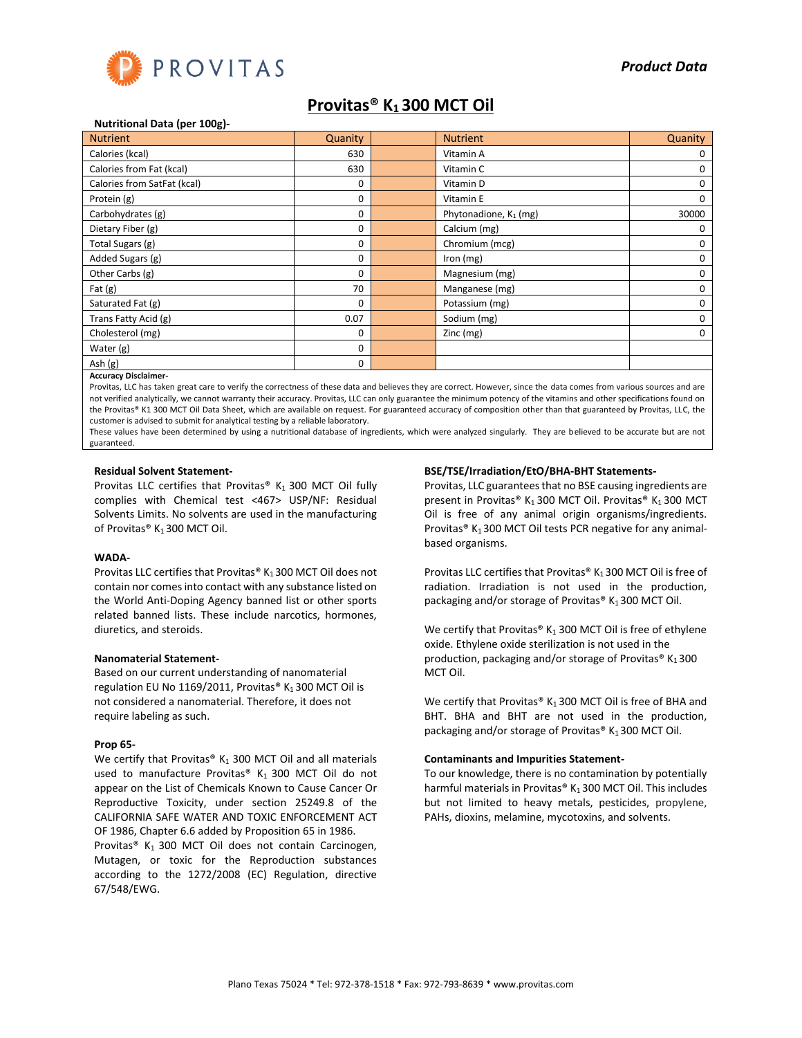*Product Data*

# Provitas® $K_1$ 300 MCT Oil

**Nutritional Data (per 100g)-**

| Nutrient | Quanity | | Nutrient | Quanity |
|---|---|---|---|---|
| Calories (kcal) | 630 | | Vitamin A | 0 |
| Calories from Fat (kcal) | 630 | | Vitamin C | 0 |
| Calories from SatFat (kcal) | 0 | | Vitamin D | 0 |
| Protein (g) | 0 | | Vitamin E | 0 |
| Carbohydrates (g) | 0 | | Phytonadione, $K_1$ (mg) | 30000 |
| Dietary Fiber (g) | 0 | | Calcium (mg) | 0 |
| Total Sugars (g) | 0 | | Chromium (mcg) | 0 |
| Added Sugars (g) | 0 | | Iron (mg) | 0 |
| Other Carbs (g) | 0 | | Magnesium (mg) | 0 |
| Fat (g) | 70 | | Manganese (mg) | 0 |
| Saturated Fat (g) | 0 | | Potassium (mg) | 0 |
| Trans Fatty Acid (g) | 0.07 | | Sodium (mg) | 0 |
| Cholesterol (mg) | 0 | | Zinc (mg) | 0 |
| Water (g) | 0 | | | |
| Ash (g) | 0 | | | |

**Accuracy Disclaimer-**

Provitas, LLC has taken great care to verify the correctness of these data and believes they are correct. However, since the data comes from various sources and are not verified analytically, we cannot warranty their accuracy. Provitas, LLC can only guarantee the minimum potency of the vitamins and other specifications found on the Provitas® K1 300 MCT Oil Data Sheet, which are available on request. For guaranteed accuracy of composition other than that guaranteed by Provitas, LLC, the customer is advised to submit for analytical testing by a reliable laboratory.

These values have been determined by using a nutritional database of ingredients, which were analyzed singularly. They are believed to be accurate but are not guaranteed.

**Residual Solvent Statement-**

Provitas LLC certifies that Provitas® $K_1$ 300 MCT Oil fully complies with Chemical test <467> USP/NF: Residual Solvents Limits. No solvents are used in the manufacturing of Provitas® $K_1$ 300 MCT Oil.

**WADA-**

Provitas LLC certifies that Provitas® $K_1$ 300 MCT Oil does not contain nor comes into contact with any substance listed on the World Anti-Doping Agency banned list or other sports related banned lists. These include narcotics, hormones, diuretics, and steroids.

**Nanomaterial Statement-**

Based on our current understanding of nanomaterial regulation EU No 1169/2011, Provitas® $K_1$ 300 MCT Oil is not considered a nanomaterial. Therefore, it does not require labeling as such.

**Prop 65-**

We certify that Provitas® $K_1$ 300 MCT Oil and all materials used to manufacture Provitas® $K_1$ 300 MCT Oil do not appear on the List of Chemicals Known to Cause Cancer Or Reproductive Toxicity, under section 25249.8 of the CALIFORNIA SAFE WATER AND TOXIC ENFORCEMENT ACT OF 1986, Chapter 6.6 added by Proposition 65 in 1986.

Provitas® $K_1$ 300 MCT Oil does not contain Carcinogen, Mutagen, or toxic for the Reproduction substances according to the 1272/2008 (EC) Regulation, directive 67/548/EWG.

**BSE/TSE/Irradiation/EtO/BHA-BHT Statements-**

Provitas, LLC guarantees that no BSE causing ingredients are present in Provitas® $K_1$ 300 MCT Oil. Provitas® $K_1$ 300 MCT Oil is free of any animal origin organisms/ingredients. Provitas® $K_1$ 300 MCT Oil tests PCR negative for any animal-based organisms.

Provitas LLC certifies that Provitas® $K_1$ 300 MCT Oil is free of radiation. Irradiation is not used in the production, packaging and/or storage of Provitas® $K_1$ 300 MCT Oil.

We certify that Provitas® $K_1$ 300 MCT Oil is free of ethylene oxide. Ethylene oxide sterilization is not used in the production, packaging and/or storage of Provitas® $K_1$ 300 MCT Oil.

We certify that Provitas® $K_1$ 300 MCT Oil is free of BHA and BHT. BHA and BHT are not used in the production, packaging and/or storage of Provitas® $K_1$ 300 MCT Oil.

**Contaminants and Impurities Statement-**

To our knowledge, there is no contamination by potentially harmful materials in Provitas® $K_1$ 300 MCT Oil. This includes but not limited to heavy metals, pesticides, propylene, PAHs, dioxins, melamine, mycotoxins, and solvents.

Plano Texas 75024 * Tel: 972-378-1518 * Fax: 972-793-8639 * www.provitas.com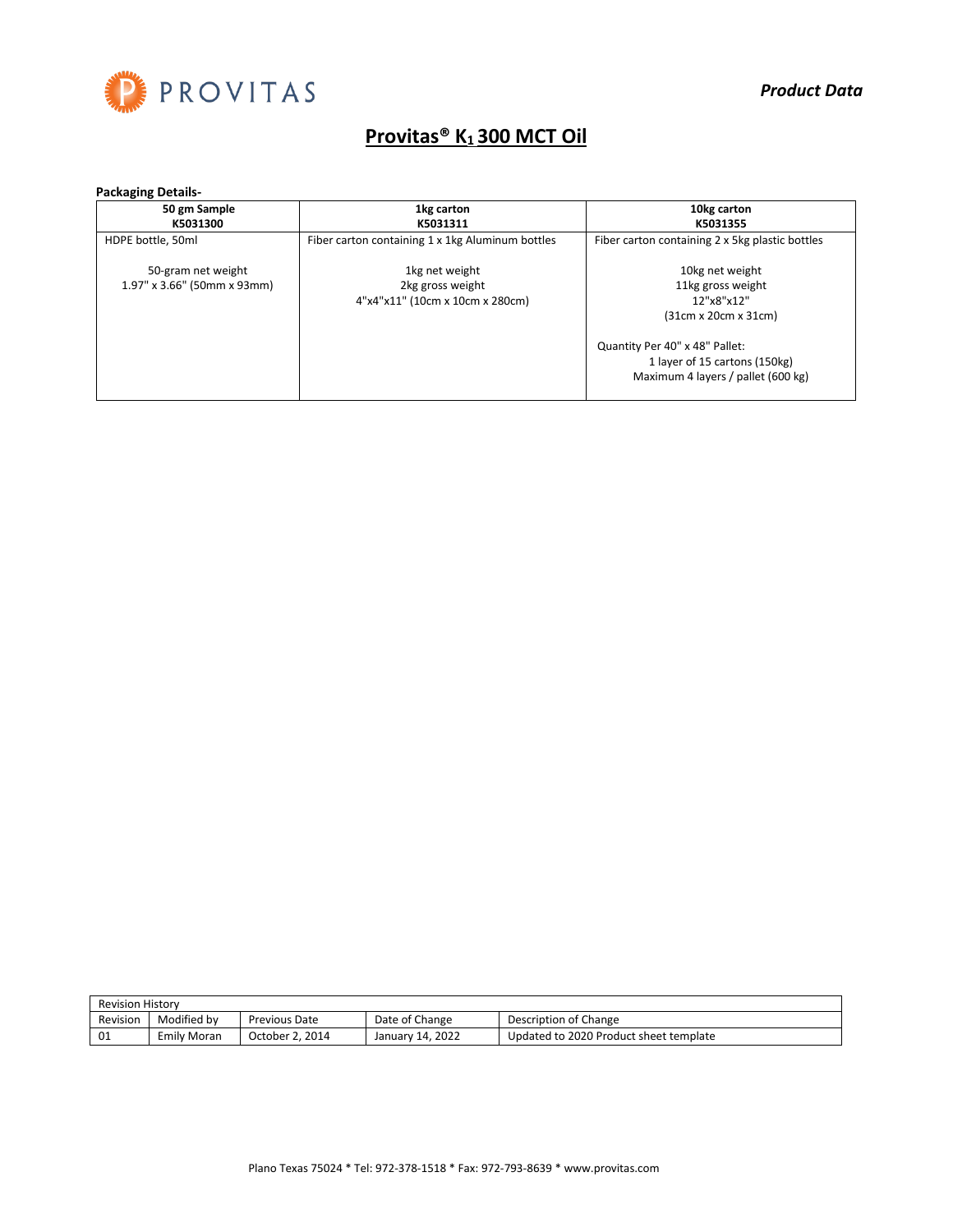## Provitas® $K_1$ 300 MCT Oil

**Packaging Details-**

| 50 gm Sample<br>K5031300 | 1kg carton<br>K5031311 | 10kg carton<br>K5031355 |
|---|---|---|
| HDPE bottle, 50ml<br><br>50-gram net weight<br>1.97" x 3.66" (50mm x 93mm) | Fiber carton containing 1 x 1kg Aluminum bottles<br><br>1kg net weight<br>2kg gross weight<br>4"x4"x11" (10cm x 10cm x 280cm) | Fiber carton containing 2 x 5kg plastic bottles<br><br>10kg net weight<br>11kg gross weight<br>12"x8"x12"<br>(31cm x 20cm x 31cm)<br><br>Quantity Per 40" x 48" Pallet:<br>1 layer of 15 cartons (150kg)<br>Maximum 4 layers / pallet (600 kg) |

| Revision History | | | | |
|---|---|---|---|---|
| Revision | Modified by | Previous Date | Date of Change | Description of Change |
| 01 | Emily Moran | October 2, 2014 | January 14, 2022 | Updated to 2020 Product sheet template |

Plano Texas 75024 * Tel: 972-378-1518 * Fax: 972-793-8639 * www.provitas.com